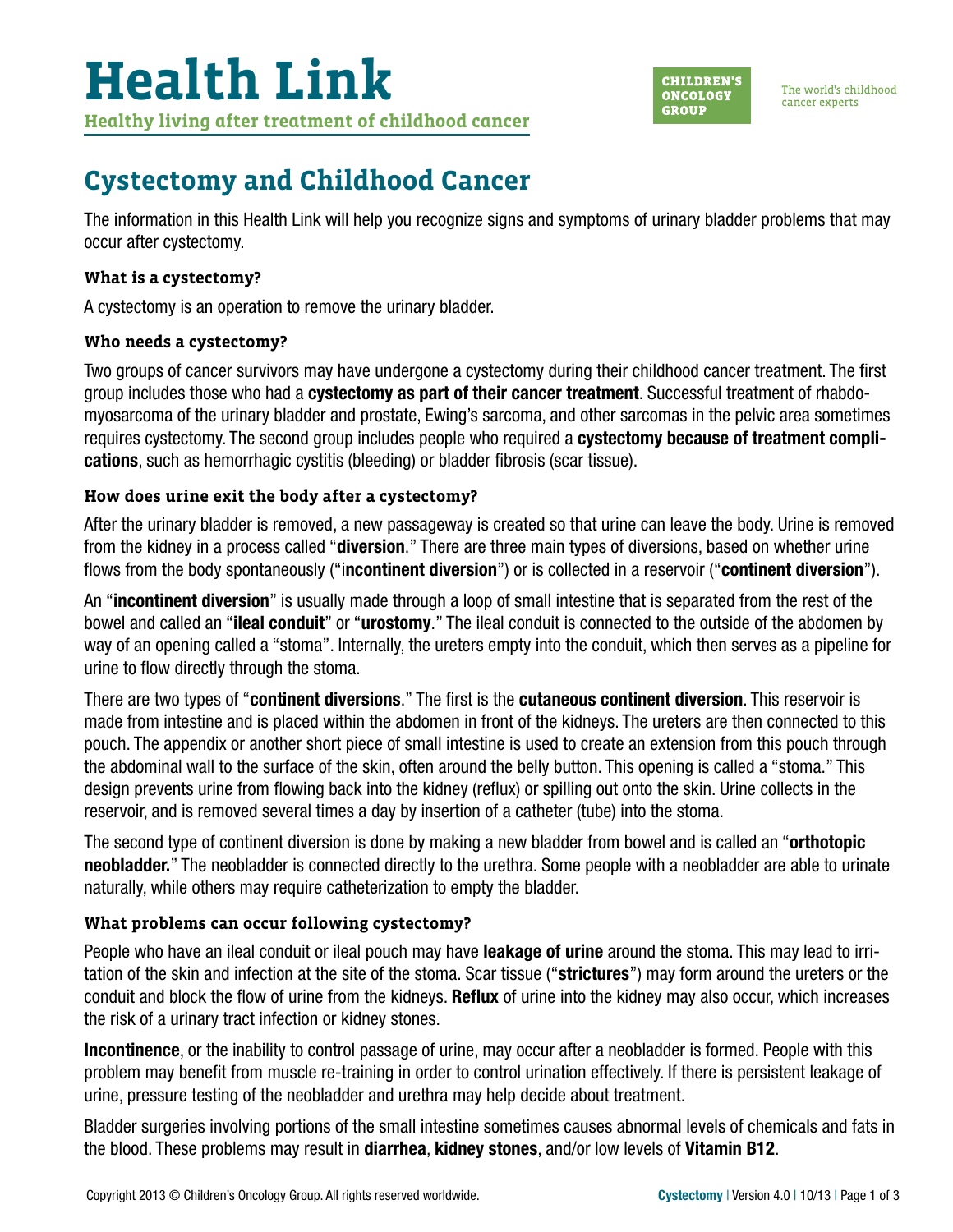# Health Link

**Healthy living after treatment of childhood cancer**

CHILDREN'S ONCOLOGY GROUP

The world's childhood cancer experts

## Cystectomy and Childhood Cancer

The information in this Health Link will help you recognize signs and symptoms of urinary bladder problems that may occur after cystectomy.

### What is a cystectomy?

A cystectomy is an operation to remove the urinary bladder.

### Who needs a cystectomy?

Two groups of cancer survivors may have undergone a cystectomy during their childhood cancer treatment. The first group includes those who had a **cystectomy as part of their cancer treatment**. Successful treatment of rhabdomyosarcoma of the urinary bladder and prostate, Ewing's sarcoma, and other sarcomas in the pelvic area sometimes requires cystectomy. The second group includes people who required a **cystectomy because of treatment complications**, such as hemorrhagic cystitis (bleeding) or bladder fibrosis (scar tissue).

### How does urine exit the body after a cystectomy?

After the urinary bladder is removed, a new passageway is created so that urine can leave the body. Urine is removed from the kidney in a process called "**diversion**." There are three main types of diversions, based on whether urine flows from the body spontaneously ("**incontinent diversion**") or is collected in a reservoir ("**continent diversion**").

An "**incontinent diversion**" is usually made through a loop of small intestine that is separated from the rest of the bowel and called an "**ileal conduit**" or "**urostomy**." The ileal conduit is connected to the outside of the abdomen by way of an opening called a "stoma". Internally, the ureters empty into the conduit, which then serves as a pipeline for urine to flow directly through the stoma.

There are two types of "**continent diversions**." The first is the **cutaneous continent diversion**. This reservoir is made from intestine and is placed within the abdomen in front of the kidneys. The ureters are then connected to this pouch. The appendix or another short piece of small intestine is used to create an extension from this pouch through the abdominal wall to the surface of the skin, often around the belly button. This opening is called a "stoma." This design prevents urine from flowing back into the kidney (reflux) or spilling out onto the skin. Urine collects in the reservoir, and is removed several times a day by insertion of a catheter (tube) into the stoma.

The second type of continent diversion is done by making a new bladder from bowel and is called an "**orthotopic neobladder.**" The neobladder is connected directly to the urethra. Some people with a neobladder are able to urinate naturally, while others may require catheterization to empty the bladder.

### What problems can occur following cystectomy?

People who have an ileal conduit or ileal pouch may have **leakage of urine** around the stoma. This may lead to irritation of the skin and infection at the site of the stoma. Scar tissue ("**strictures**") may form around the ureters or the conduit and block the flow of urine from the kidneys. **Reflux** of urine into the kidney may also occur, which increases the risk of a urinary tract infection or kidney stones.

**Incontinence**, or the inability to control passage of urine, may occur after a neobladder is formed. People with this problem may benefit from muscle re-training in order to control urination effectively. If there is persistent leakage of urine, pressure testing of the neobladder and urethra may help decide about treatment.

Bladder surgeries involving portions of the small intestine sometimes causes abnormal levels of chemicals and fats in the blood. These problems may result in **diarrhea**, **kidney stones**, and/or low levels of **Vitamin B12**.

Copyright 2013 © Children's Oncology Group. All rights reserved worldwide.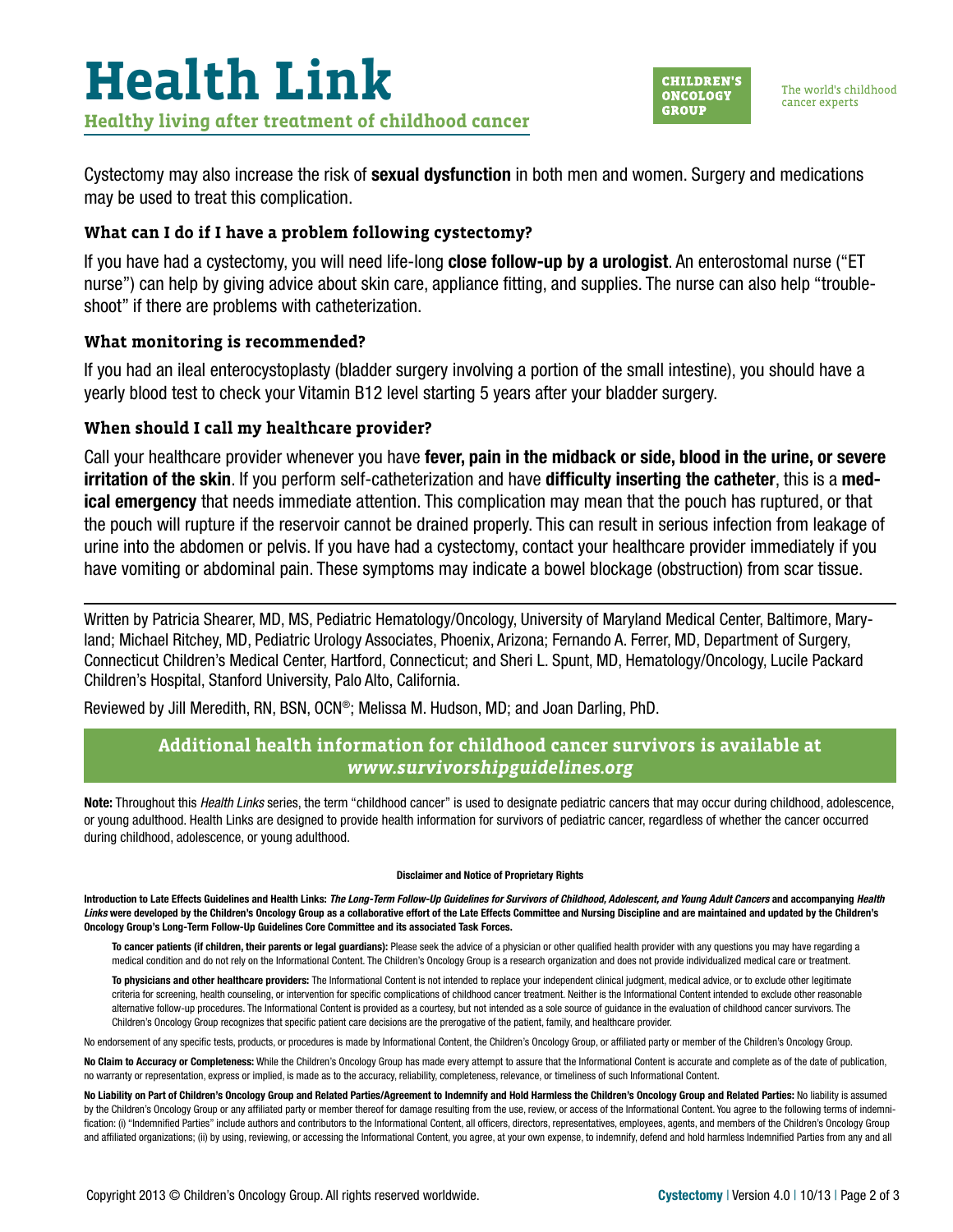Cystectomy may also increase the risk of **sexual dysfunction** in both men and women. Surgery and medications may be used to treat this complication.

### What can I do if I have a problem following cystectomy?

If you have had a cystectomy, you will need life-long **close follow-up by a urologist**. An enterostomal nurse ("ET nurse") can help by giving advice about skin care, appliance fitting, and supplies. The nurse can also help "trouble-shoot" if there are problems with catheterization.

### What monitoring is recommended?

If you had an ileal enterocystoplasty (bladder surgery involving a portion of the small intestine), you should have a yearly blood test to check your Vitamin B12 level starting 5 years after your bladder surgery.

### When should I call my healthcare provider?

Call your healthcare provider whenever you have **fever, pain in the midback or side, blood in the urine, or severe irritation of the skin**. If you perform self-catheterization and have **difficulty inserting the catheter**, this is a **medical emergency** that needs immediate attention. This complication may mean that the pouch has ruptured, or that the pouch will rupture if the reservoir cannot be drained properly. This can result in serious infection from leakage of urine into the abdomen or pelvis. If you have had a cystectomy, contact your healthcare provider immediately if you have vomiting or abdominal pain. These symptoms may indicate a bowel blockage (obstruction) from scar tissue.

---

Written by Patricia Shearer, MD, MS, Pediatric Hematology/Oncology, University of Maryland Medical Center, Baltimore, Maryland; Michael Ritchey, MD, Pediatric Urology Associates, Phoenix, Arizona; Fernando A. Ferrer, MD, Department of Surgery, Connecticut Children's Medical Center, Hartford, Connecticut; and Sheri L. Spunt, MD, Hematology/Oncology, Lucile Packard Children's Hospital, Stanford University, Palo Alto, California.

Reviewed by Jill Meredith, RN, BSN, OCN®; Melissa M. Hudson, MD; and Joan Darling, PhD.

**Additional health information for childhood cancer survivors is available at *www.survivorshipguidelines.org***

**Note:** Throughout this *Health Links* series, the term "childhood cancer" is used to designate pediatric cancers that may occur during childhood, adolescence, or young adulthood. Health Links are designed to provide health information for survivors of pediatric cancer, regardless of whether the cancer occurred during childhood, adolescence, or young adulthood.

**Disclaimer and Notice of Proprietary Rights**

**Introduction to Late Effects Guidelines and Health Links:** ***The Long-Term Follow-Up Guidelines for Survivors of Childhood, Adolescent, and Young Adult Cancers*** **and accompanying** ***Health Links*** **were developed by the Children's Oncology Group as a collaborative effort of the Late Effects Committee and Nursing Discipline and are maintained and updated by the Children's Oncology Group's Long-Term Follow-Up Guidelines Core Committee and its associated Task Forces.**

**To cancer patients (if children, their parents or legal guardians):** Please seek the advice of a physician or other qualified health provider with any questions you may have regarding a medical condition and do not rely on the Informational Content. The Children's Oncology Group is a research organization and does not provide individualized medical care or treatment.

**To physicians and other healthcare providers:** The Informational Content is not intended to replace your independent clinical judgment, medical advice, or to exclude other legitimate criteria for screening, health counseling, or intervention for specific complications of childhood cancer treatment. Neither is the Informational Content intended to exclude other reasonable alternative follow-up procedures. The Informational Content is provided as a courtesy, but not intended as a sole source of guidance in the evaluation of childhood cancer survivors. The Children's Oncology Group recognizes that specific patient care decisions are the prerogative of the patient, family, and healthcare provider.

No endorsement of any specific tests, products, or procedures is made by Informational Content, the Children's Oncology Group, or affiliated party or member of the Children's Oncology Group.

**No Claim to Accuracy or Completeness:** While the Children's Oncology Group has made every attempt to assure that the Informational Content is accurate and complete as of the date of publication, no warranty or representation, express or implied, is made as to the accuracy, reliability, completeness, relevance, or timeliness of such Informational Content.

**No Liability on Part of Children's Oncology Group and Related Parties/Agreement to Indemnify and Hold Harmless the Children's Oncology Group and Related Parties:** No liability is assumed by the Children's Oncology Group or any affiliated party or member thereof for damage resulting from the use, review, or access of the Informational Content. You agree to the following terms of indemnification: (i) "Indemnified Parties" include authors and contributors to the Informational Content, all officers, directors, representatives, employees, agents, and members of the Children's Oncology Group and affiliated organizations; (ii) by using, reviewing, or accessing the Informational Content, you agree, at your own expense, to indemnify, defend and hold harmless Indemnified Parties from any and all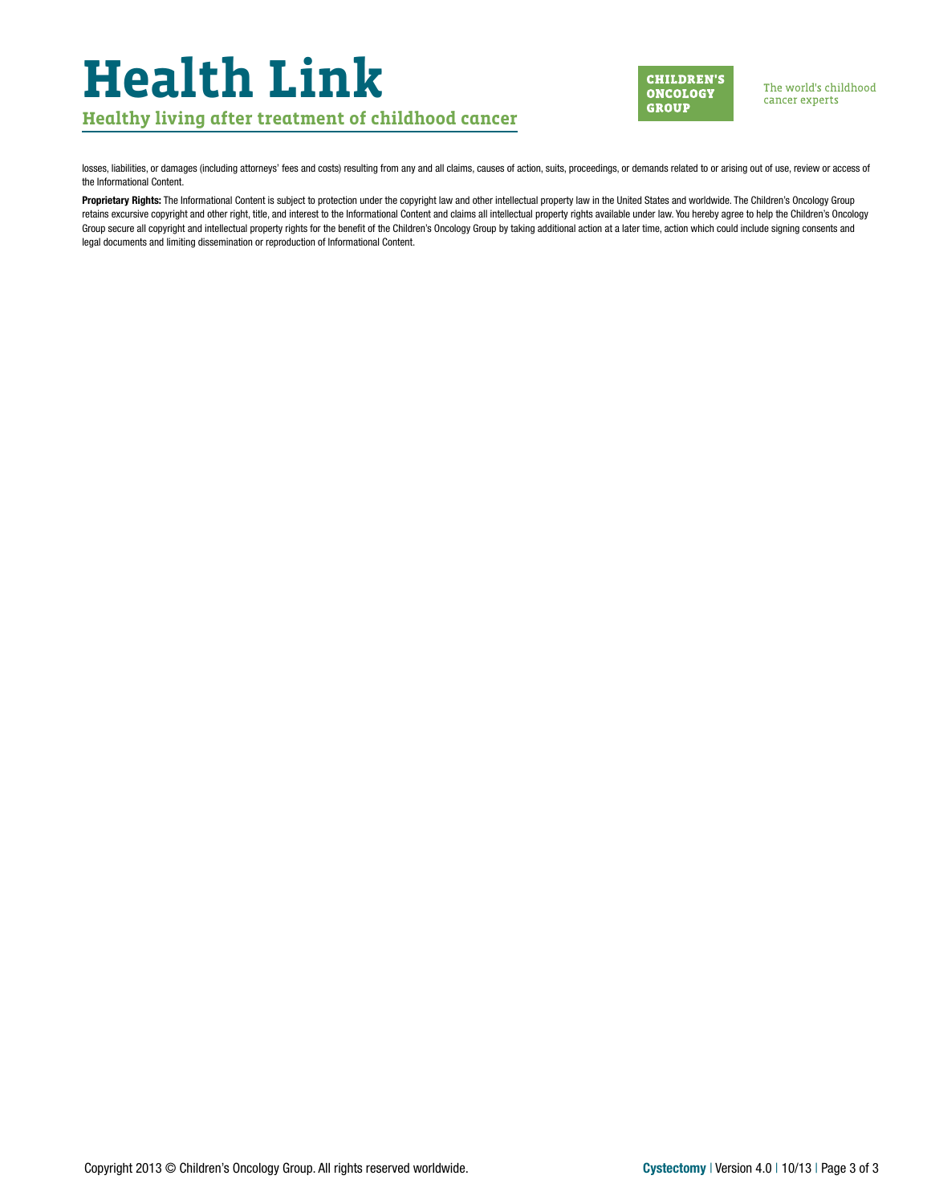losses, liabilities, or damages (including attorneys' fees and costs) resulting from any and all claims, causes of action, suits, proceedings, or demands related to or arising out of use, review or access of the Informational Content.

**Proprietary Rights:** The Informational Content is subject to protection under the copyright law and other intellectual property law in the United States and worldwide. The Children's Oncology Group retains excursive copyright and other right, title, and interest to the Informational Content and claims all intellectual property rights available under law. You hereby agree to help the Children's Oncology Group secure all copyright and intellectual property rights for the benefit of the Children's Oncology Group by taking additional action at a later time, action which could include signing consents and legal documents and limiting dissemination or reproduction of Informational Content.